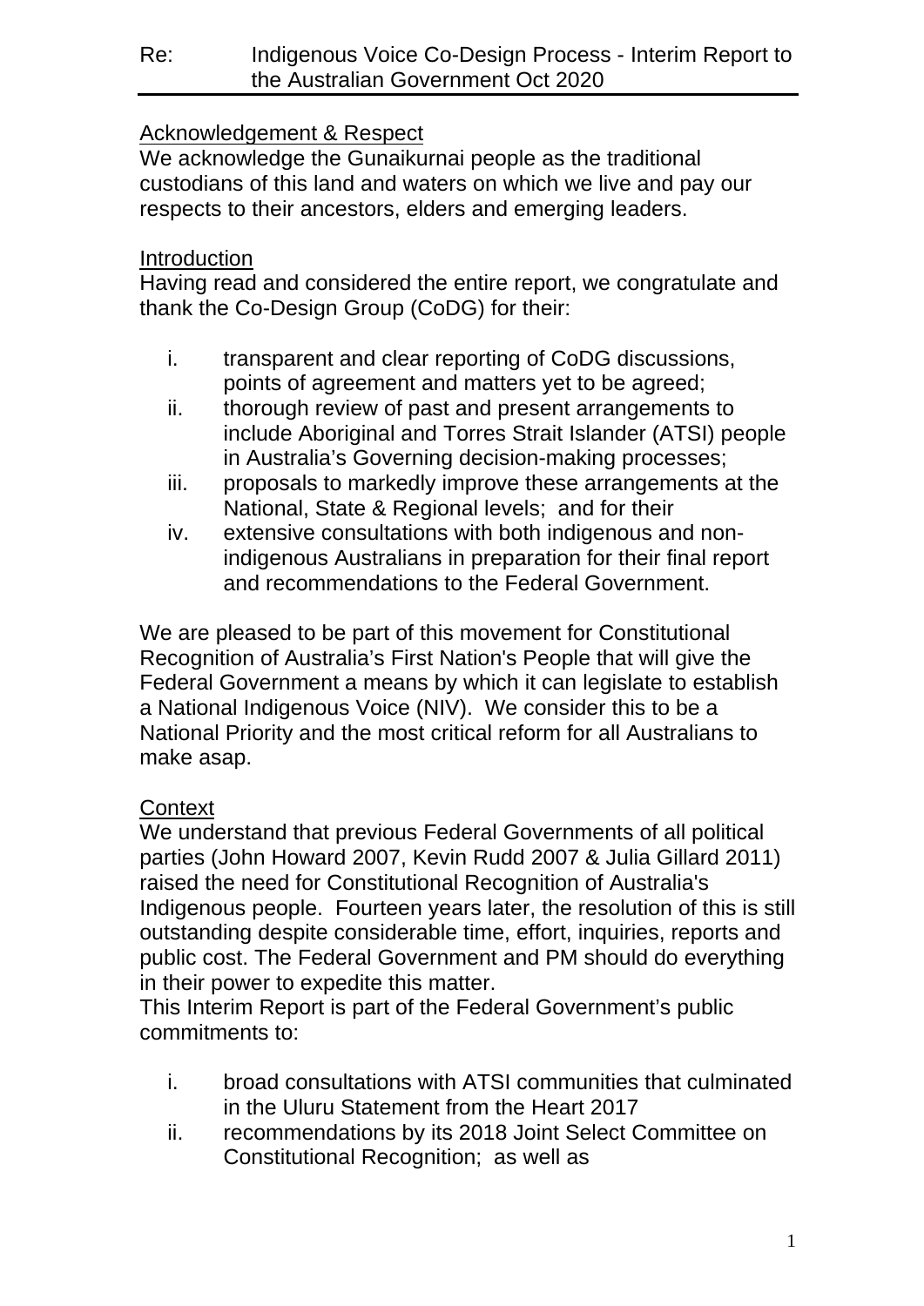Re: Indigenous Voice Co-Design Process - Interim Report to the Australian Government Oct 2020

## Acknowledgement & Respect

We acknowledge the Gunaikurnai people as the traditional custodians of this land and waters on which we live and pay our respects to their ancestors, elders and emerging leaders.

## Introduction

Having read and considered the entire report, we congratulate and thank the Co-Design Group (CoDG) for their:

- i. transparent and clear reporting of CoDG discussions, points of agreement and matters yet to be agreed;
- ii. thorough review of past and present arrangements to include Aboriginal and Torres Strait Islander (ATSI) people in Australia's Governing decision-making processes;
- iii. proposals to markedly improve these arrangements at the National, State & Regional levels; and for their
- iv. extensive consultations with both indigenous and non-indigenous Australians in preparation for their final report and recommendations to the Federal Government.

We are pleased to be part of this movement for Constitutional Recognition of Australia's First Nation's People that will give the Federal Government a means by which it can legislate to establish a National Indigenous Voice (NIV). We consider this to be a National Priority and the most critical reform for all Australians to make asap.

## Context

We understand that previous Federal Governments of all political parties (John Howard 2007, Kevin Rudd 2007 & Julia Gillard 2011) raised the need for Constitutional Recognition of Australia's Indigenous people. Fourteen years later, the resolution of this is still outstanding despite considerable time, effort, inquiries, reports and public cost. The Federal Government and PM should do everything in their power to expedite this matter.

This Interim Report is part of the Federal Government's public commitments to:

- i. broad consultations with ATSI communities that culminated in the Uluru Statement from the Heart 2017
- ii. recommendations by its 2018 Joint Select Committee on Constitutional Recognition; as well as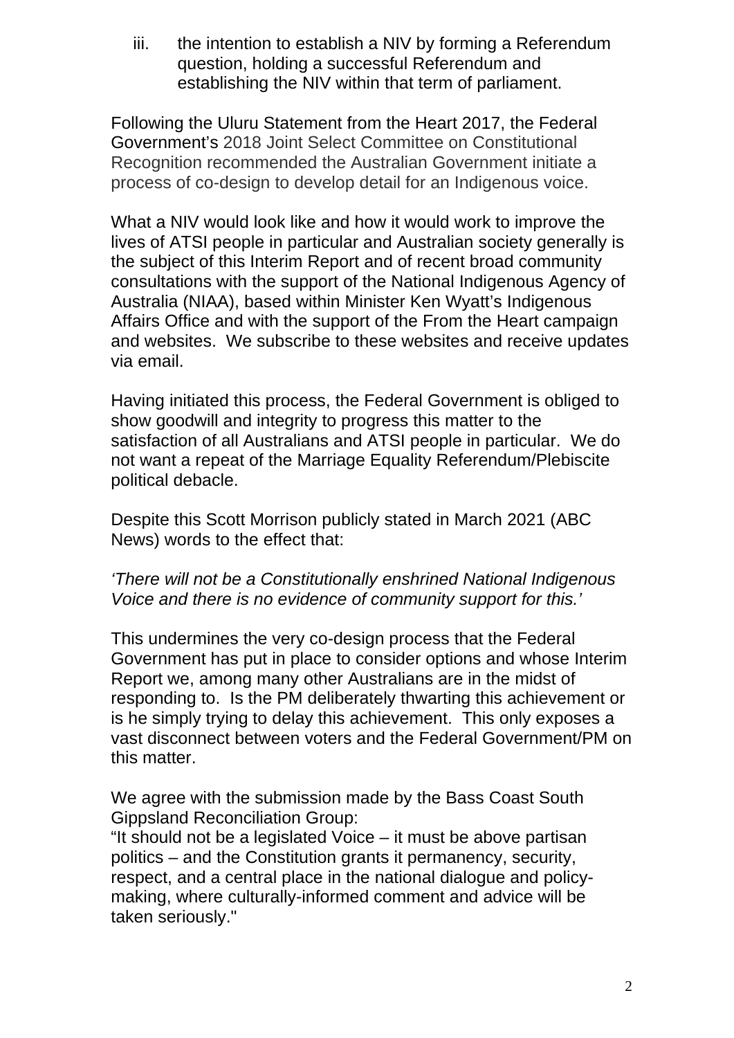iii. the intention to establish a NIV by forming a Referendum question, holding a successful Referendum and establishing the NIV within that term of parliament.

Following the Uluru Statement from the Heart 2017, the Federal Government's 2018 Joint Select Committee on Constitutional Recognition recommended the Australian Government initiate a process of co-design to develop detail for an Indigenous voice.

What a NIV would look like and how it would work to improve the lives of ATSI people in particular and Australian society generally is the subject of this Interim Report and of recent broad community consultations with the support of the National Indigenous Agency of Australia (NIAA), based within Minister Ken Wyatt's Indigenous Affairs Office and with the support of the From the Heart campaign and websites. We subscribe to these websites and receive updates via email.

Having initiated this process, the Federal Government is obliged to show goodwill and integrity to progress this matter to the satisfaction of all Australians and ATSI people in particular. We do not want a repeat of the Marriage Equality Referendum/Plebiscite political debacle.

Despite this Scott Morrison publicly stated in March 2021 (ABC News) words to the effect that:

*'There will not be a Constitutionally enshrined National Indigenous Voice and there is no evidence of community support for this.'*

This undermines the very co-design process that the Federal Government has put in place to consider options and whose Interim Report we, among many other Australians are in the midst of responding to. Is the PM deliberately thwarting this achievement or is he simply trying to delay this achievement. This only exposes a vast disconnect between voters and the Federal Government/PM on this matter.

We agree with the submission made by the Bass Coast South Gippsland Reconciliation Group:
"It should not be a legislated Voice – it must be above partisan politics – and the Constitution grants it permanency, security, respect, and a central place in the national dialogue and policy-making, where culturally-informed comment and advice will be taken seriously."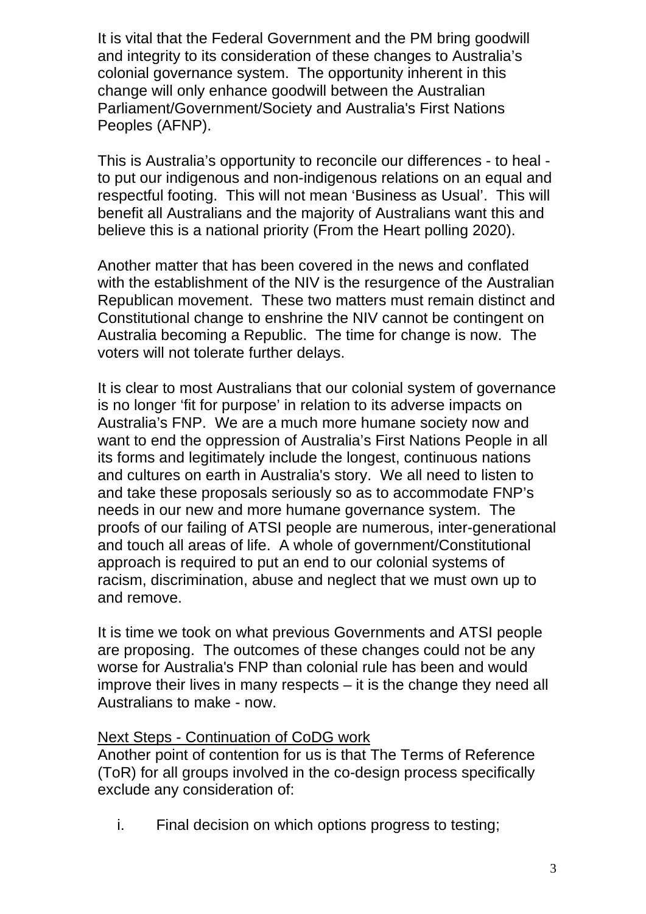It is vital that the Federal Government and the PM bring goodwill and integrity to its consideration of these changes to Australia's colonial governance system. The opportunity inherent in this change will only enhance goodwill between the Australian Parliament/Government/Society and Australia's First Nations Peoples (AFNP).

This is Australia's opportunity to reconcile our differences - to heal - to put our indigenous and non-indigenous relations on an equal and respectful footing. This will not mean 'Business as Usual'. This will benefit all Australians and the majority of Australians want this and believe this is a national priority (From the Heart polling 2020).

Another matter that has been covered in the news and conflated with the establishment of the NIV is the resurgence of the Australian Republican movement. These two matters must remain distinct and Constitutional change to enshrine the NIV cannot be contingent on Australia becoming a Republic. The time for change is now. The voters will not tolerate further delays.

It is clear to most Australians that our colonial system of governance is no longer 'fit for purpose' in relation to its adverse impacts on Australia's FNP. We are a much more humane society now and want to end the oppression of Australia's First Nations People in all its forms and legitimately include the longest, continuous nations and cultures on earth in Australia's story. We all need to listen to and take these proposals seriously so as to accommodate FNP's needs in our new and more humane governance system. The proofs of our failing of ATSI people are numerous, inter-generational and touch all areas of life. A whole of government/Constitutional approach is required to put an end to our colonial systems of racism, discrimination, abuse and neglect that we must own up to and remove.

It is time we took on what previous Governments and ATSI people are proposing. The outcomes of these changes could not be any worse for Australia's FNP than colonial rule has been and would improve their lives in many respects – it is the change they need all Australians to make - now.

Next Steps - Continuation of CoDG work

Another point of contention for us is that The Terms of Reference (ToR) for all groups involved in the co-design process specifically exclude any consideration of:

i. Final decision on which options progress to testing;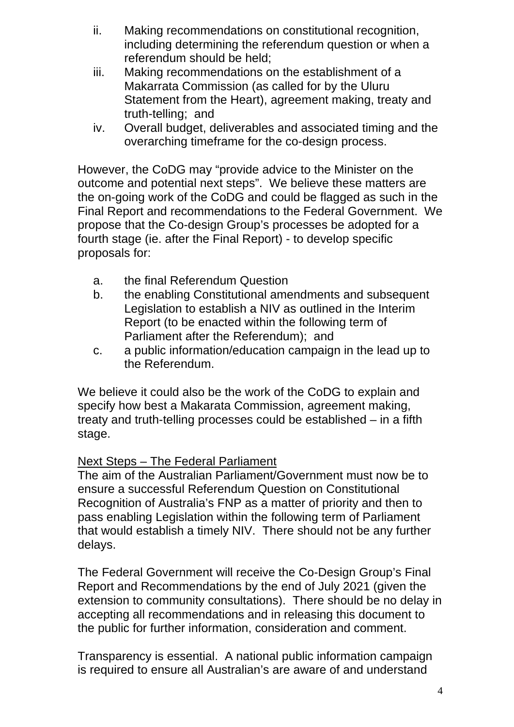ii. Making recommendations on constitutional recognition, including determining the referendum question or when a referendum should be held;
iii. Making recommendations on the establishment of a Makarrata Commission (as called for by the Uluru Statement from the Heart), agreement making, treaty and truth-telling; and
iv. Overall budget, deliverables and associated timing and the overarching timeframe for the co-design process.

However, the CoDG may "provide advice to the Minister on the outcome and potential next steps". We believe these matters are the on-going work of the CoDG and could be flagged as such in the Final Report and recommendations to the Federal Government. We propose that the Co-design Group's processes be adopted for a fourth stage (ie. after the Final Report) - to develop specific proposals for:

a. the final Referendum Question
b. the enabling Constitutional amendments and subsequent Legislation to establish a NIV as outlined in the Interim Report (to be enacted within the following term of Parliament after the Referendum); and
c. a public information/education campaign in the lead up to the Referendum.

We believe it could also be the work of the CoDG to explain and specify how best a Makarata Commission, agreement making, treaty and truth-telling processes could be established – in a fifth stage.

<u>Next Steps – The Federal Parliament</u>

The aim of the Australian Parliament/Government must now be to ensure a successful Referendum Question on Constitutional Recognition of Australia's FNP as a matter of priority and then to pass enabling Legislation within the following term of Parliament that would establish a timely NIV. There should not be any further delays.

The Federal Government will receive the Co-Design Group's Final Report and Recommendations by the end of July 2021 (given the extension to community consultations). There should be no delay in accepting all recommendations and in releasing this document to the public for further information, consideration and comment.

Transparency is essential. A national public information campaign is required to ensure all Australian's are aware of and understand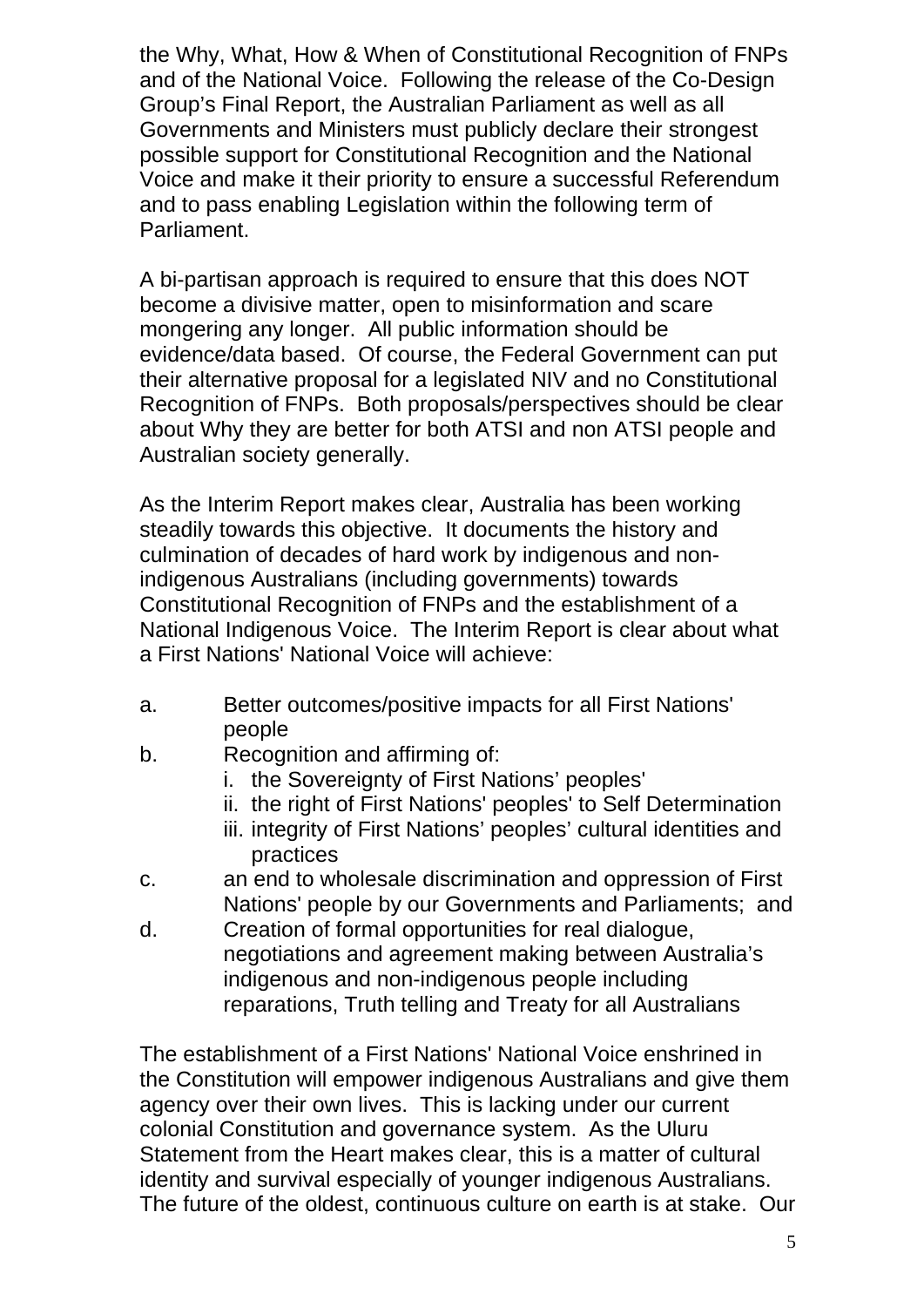the Why, What, How & When of Constitutional Recognition of FNPs and of the National Voice. Following the release of the Co-Design Group's Final Report, the Australian Parliament as well as all Governments and Ministers must publicly declare their strongest possible support for Constitutional Recognition and the National Voice and make it their priority to ensure a successful Referendum and to pass enabling Legislation within the following term of Parliament.

A bi-partisan approach is required to ensure that this does NOT become a divisive matter, open to misinformation and scare mongering any longer. All public information should be evidence/data based. Of course, the Federal Government can put their alternative proposal for a legislated NIV and no Constitutional Recognition of FNPs. Both proposals/perspectives should be clear about Why they are better for both ATSI and non ATSI people and Australian society generally.

As the Interim Report makes clear, Australia has been working steadily towards this objective. It documents the history and culmination of decades of hard work by indigenous and non-indigenous Australians (including governments) towards Constitutional Recognition of FNPs and the establishment of a National Indigenous Voice. The Interim Report is clear about what a First Nations' National Voice will achieve:

a. Better outcomes/positive impacts for all First Nations' people
b. Recognition and affirming of:
   i. the Sovereignty of First Nations' peoples'
   ii. the right of First Nations' peoples' to Self Determination
   iii. integrity of First Nations' peoples' cultural identities and practices
c. an end to wholesale discrimination and oppression of First Nations' people by our Governments and Parliaments; and
d. Creation of formal opportunities for real dialogue, negotiations and agreement making between Australia's indigenous and non-indigenous people including reparations, Truth telling and Treaty for all Australians

The establishment of a First Nations' National Voice enshrined in the Constitution will empower indigenous Australians and give them agency over their own lives. This is lacking under our current colonial Constitution and governance system. As the Uluru Statement from the Heart makes clear, this is a matter of cultural identity and survival especially of younger indigenous Australians. The future of the oldest, continuous culture on earth is at stake. Our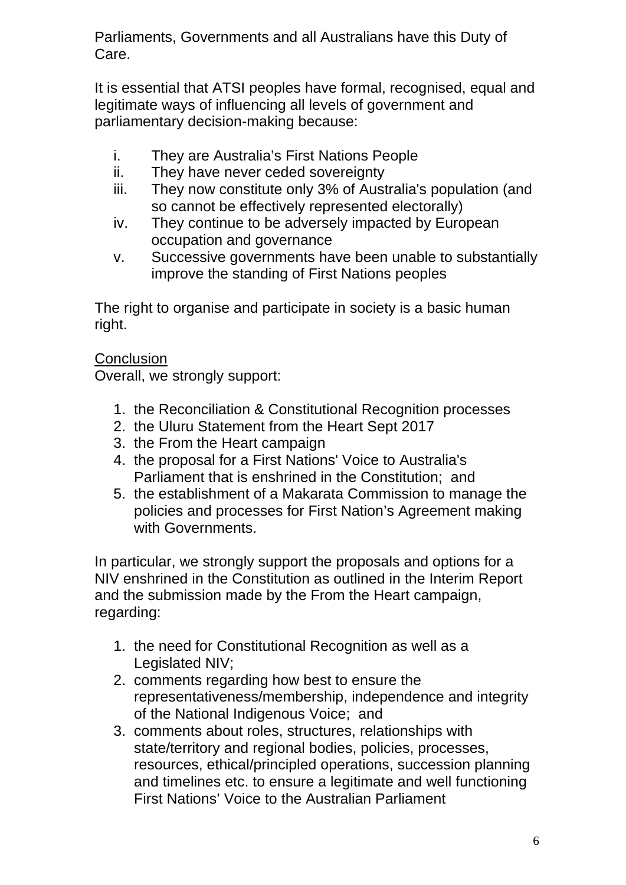Parliaments, Governments and all Australians have this Duty of Care.

It is essential that ATSI peoples have formal, recognised, equal and legitimate ways of influencing all levels of government and parliamentary decision-making because:

i. They are Australia's First Nations People
ii. They have never ceded sovereignty
iii. They now constitute only 3% of Australia's population (and so cannot be effectively represented electorally)
iv. They continue to be adversely impacted by European occupation and governance
v. Successive governments have been unable to substantially improve the standing of First Nations peoples

The right to organise and participate in society is a basic human right.

<u>Conclusion</u>

Overall, we strongly support:

1. the Reconciliation & Constitutional Recognition processes
2. the Uluru Statement from the Heart Sept 2017
3. the From the Heart campaign
4. the proposal for a First Nations' Voice to Australia's Parliament that is enshrined in the Constitution;  and
5. the establishment of a Makarata Commission to manage the policies and processes for First Nation's Agreement making with Governments.

In particular, we strongly support the proposals and options for a NIV enshrined in the Constitution as outlined in the Interim Report and the submission made by the From the Heart campaign, regarding:

1. the need for Constitutional Recognition as well as a Legislated NIV;
2. comments regarding how best to ensure the representativeness/membership, independence and integrity of the National Indigenous Voice;  and
3. comments about roles, structures, relationships with state/territory and regional bodies, policies, processes, resources, ethical/principled operations, succession planning and timelines etc. to ensure a legitimate and well functioning First Nations' Voice to the Australian Parliament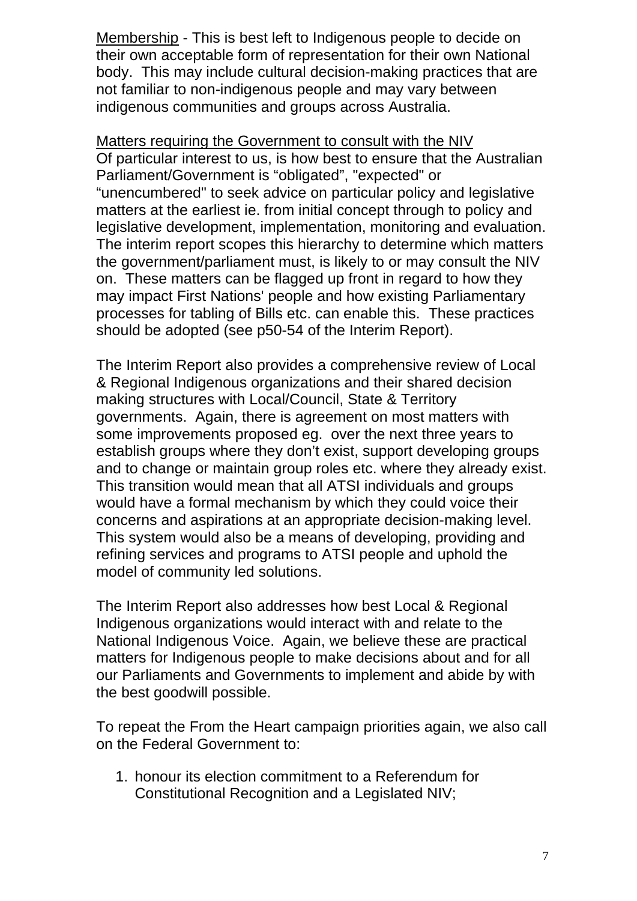<u>Membership</u> - This is best left to Indigenous people to decide on their own acceptable form of representation for their own National body. This may include cultural decision-making practices that are not familiar to non-indigenous people and may vary between indigenous communities and groups across Australia.

<u>Matters requiring the Government to consult with the NIV</u>
Of particular interest to us, is how best to ensure that the Australian Parliament/Government is “obligated”, "expected" or “unencumbered" to seek advice on particular policy and legislative matters at the earliest ie. from initial concept through to policy and legislative development, implementation, monitoring and evaluation. The interim report scopes this hierarchy to determine which matters the government/parliament must, is likely to or may consult the NIV on. These matters can be flagged up front in regard to how they may impact First Nations' people and how existing Parliamentary processes for tabling of Bills etc. can enable this. These practices should be adopted (see p50-54 of the Interim Report).

The Interim Report also provides a comprehensive review of Local & Regional Indigenous organizations and their shared decision making structures with Local/Council, State & Territory governments. Again, there is agreement on most matters with some improvements proposed eg. over the next three years to establish groups where they don’t exist, support developing groups and to change or maintain group roles etc. where they already exist. This transition would mean that all ATSI individuals and groups would have a formal mechanism by which they could voice their concerns and aspirations at an appropriate decision-making level. This system would also be a means of developing, providing and refining services and programs to ATSI people and uphold the model of community led solutions.

The Interim Report also addresses how best Local & Regional Indigenous organizations would interact with and relate to the National Indigenous Voice. Again, we believe these are practical matters for Indigenous people to make decisions about and for all our Parliaments and Governments to implement and abide by with the best goodwill possible.

To repeat the From the Heart campaign priorities again, we also call on the Federal Government to:

1. honour its election commitment to a Referendum for Constitutional Recognition and a Legislated NIV;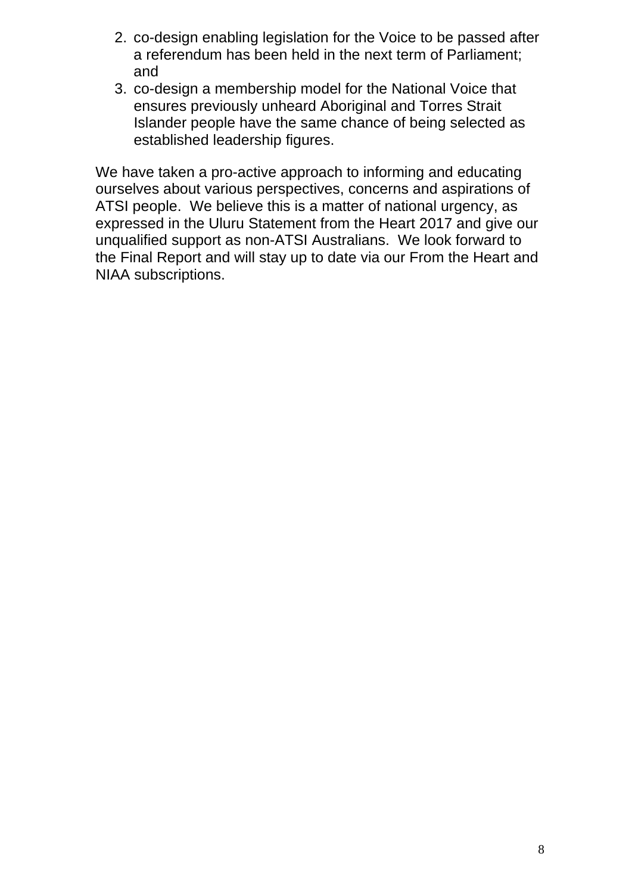2. co-design enabling legislation for the Voice to be passed after a referendum has been held in the next term of Parliament; and
3. co-design a membership model for the National Voice that ensures previously unheard Aboriginal and Torres Strait Islander people have the same chance of being selected as established leadership figures.

We have taken a pro-active approach to informing and educating ourselves about various perspectives, concerns and aspirations of ATSI people. We believe this is a matter of national urgency, as expressed in the Uluru Statement from the Heart 2017 and give our unqualified support as non-ATSI Australians. We look forward to the Final Report and will stay up to date via our From the Heart and NIAA subscriptions.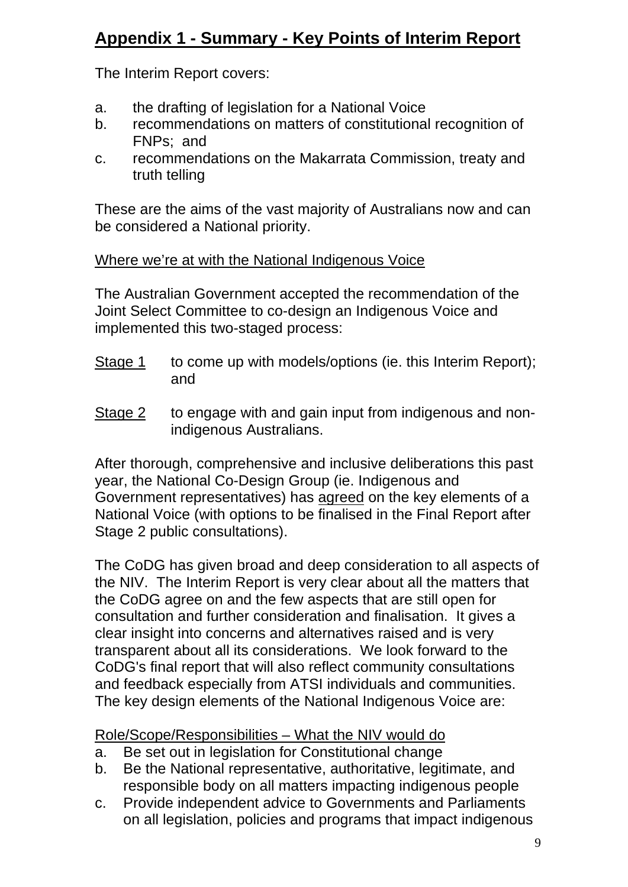# Appendix 1 - Summary - Key Points of Interim Report

The Interim Report covers:

a. the drafting of legislation for a National Voice
b. recommendations on matters of constitutional recognition of FNPs; and
c. recommendations on the Makarrata Commission, treaty and truth telling

These are the aims of the vast majority of Australians now and can be considered a National priority.

Where we're at with the National Indigenous Voice

The Australian Government accepted the recommendation of the Joint Select Committee to co-design an Indigenous Voice and implemented this two-staged process:

Stage 1 to come up with models/options (ie. this Interim Report); and

Stage 2 to engage with and gain input from indigenous and non-indigenous Australians.

After thorough, comprehensive and inclusive deliberations this past year, the National Co-Design Group (ie. Indigenous and Government representatives) has agreed on the key elements of a National Voice (with options to be finalised in the Final Report after Stage 2 public consultations).

The CoDG has given broad and deep consideration to all aspects of the NIV. The Interim Report is very clear about all the matters that the CoDG agree on and the few aspects that are still open for consultation and further consideration and finalisation. It gives a clear insight into concerns and alternatives raised and is very transparent about all its considerations. We look forward to the CoDG's final report that will also reflect community consultations and feedback especially from ATSI individuals and communities. The key design elements of the National Indigenous Voice are:

Role/Scope/Responsibilities – What the NIV would do

a. Be set out in legislation for Constitutional change
b. Be the National representative, authoritative, legitimate, and responsible body on all matters impacting indigenous people
c. Provide independent advice to Governments and Parliaments on all legislation, policies and programs that impact indigenous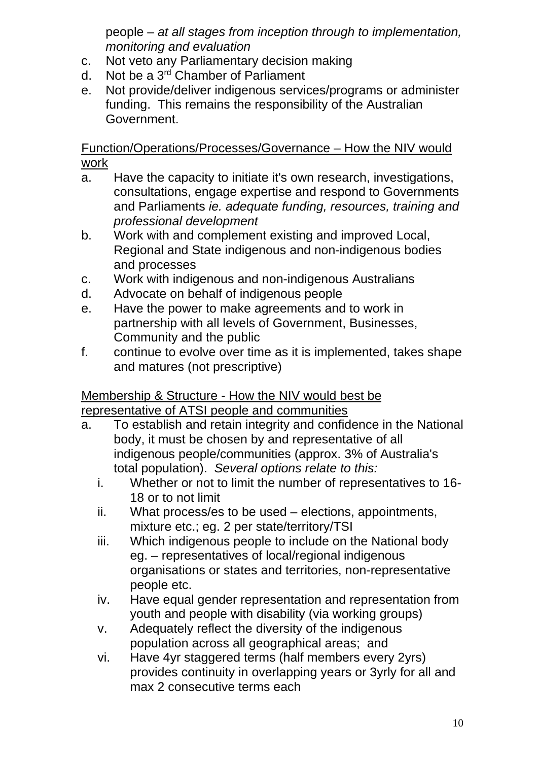people – *at all stages from inception through to implementation, monitoring and evaluation*

c. Not veto any Parliamentary decision making
d. Not be a 3rd Chamber of Parliament
e. Not provide/deliver indigenous services/programs or administer funding. This remains the responsibility of the Australian Government.

<u>Function/Operations/Processes/Governance – How the NIV would work</u>

a. Have the capacity to initiate it's own research, investigations, consultations, engage expertise and respond to Governments and Parliaments *ie. adequate funding, resources, training and professional development*
b. Work with and complement existing and improved Local, Regional and State indigenous and non-indigenous bodies and processes
c. Work with indigenous and non-indigenous Australians
d. Advocate on behalf of indigenous people
e. Have the power to make agreements and to work in partnership with all levels of Government, Businesses, Community and the public
f. continue to evolve over time as it is implemented, takes shape and matures (not prescriptive)

<u>Membership & Structure - How the NIV would best be representative of ATSI people and communities</u>

a. To establish and retain integrity and confidence in the National body, it must be chosen by and representative of all indigenous people/communities (approx. 3% of Australia's total population). *Several options relate to this:*
   i. Whether or not to limit the number of representatives to 16-18 or to not limit
   ii. What process/es to be used – elections, appointments, mixture etc.; eg. 2 per state/territory/TSI
   iii. Which indigenous people to include on the National body eg. – representatives of local/regional indigenous organisations or states and territories, non-representative people etc.
   iv. Have equal gender representation and representation from youth and people with disability (via working groups)
   v. Adequately reflect the diversity of the indigenous population across all geographical areas; and
   vi. Have 4yr staggered terms (half members every 2yrs) provides continuity in overlapping years or 3yrly for all and max 2 consecutive terms each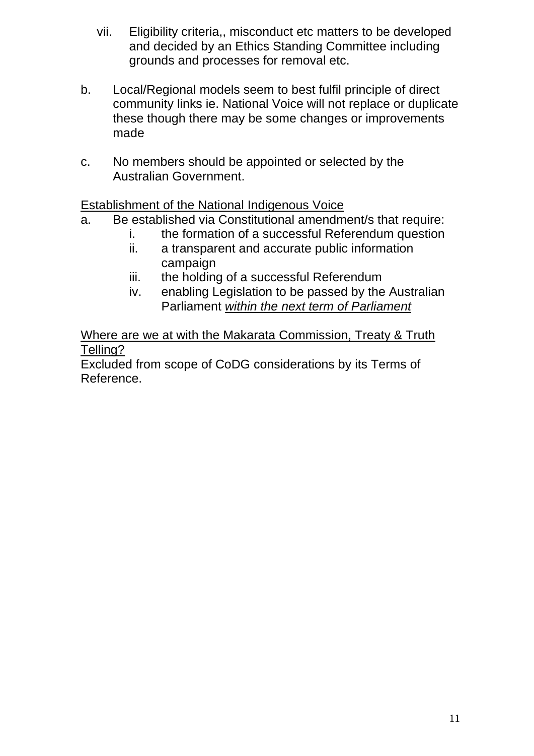vii. Eligibility criteria,, misconduct etc matters to be developed and decided by an Ethics Standing Committee including grounds and processes for removal etc.

b. Local/Regional models seem to best fulfil principle of direct community links ie. National Voice will not replace or duplicate these though there may be some changes or improvements made

c. No members should be appointed or selected by the Australian Government.

<u>Establishment of the National Indigenous Voice</u>

a. Be established via Constitutional amendment/s that require:
   i. the formation of a successful Referendum question
   ii. a transparent and accurate public information campaign
   iii. the holding of a successful Referendum
   iv. enabling Legislation to be passed by the Australian Parliament <u>*within the next term of Parliament*</u>

<u>Where are we at with the Makarata Commission, Treaty & Truth Telling?</u>

Excluded from scope of CoDG considerations by its Terms of Reference.